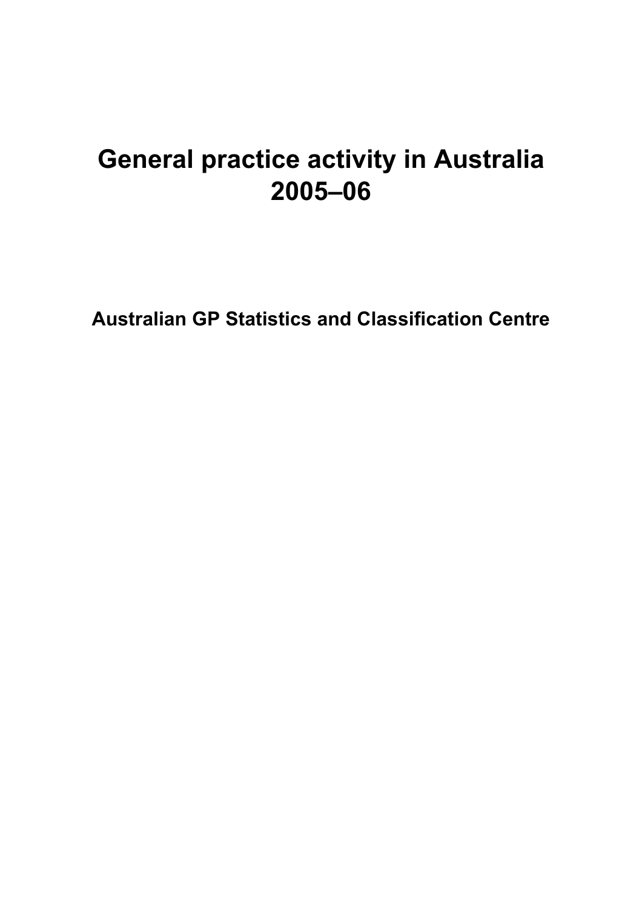# General practice activity in Australia 2005–06

## Australian GP Statistics and Classification Centre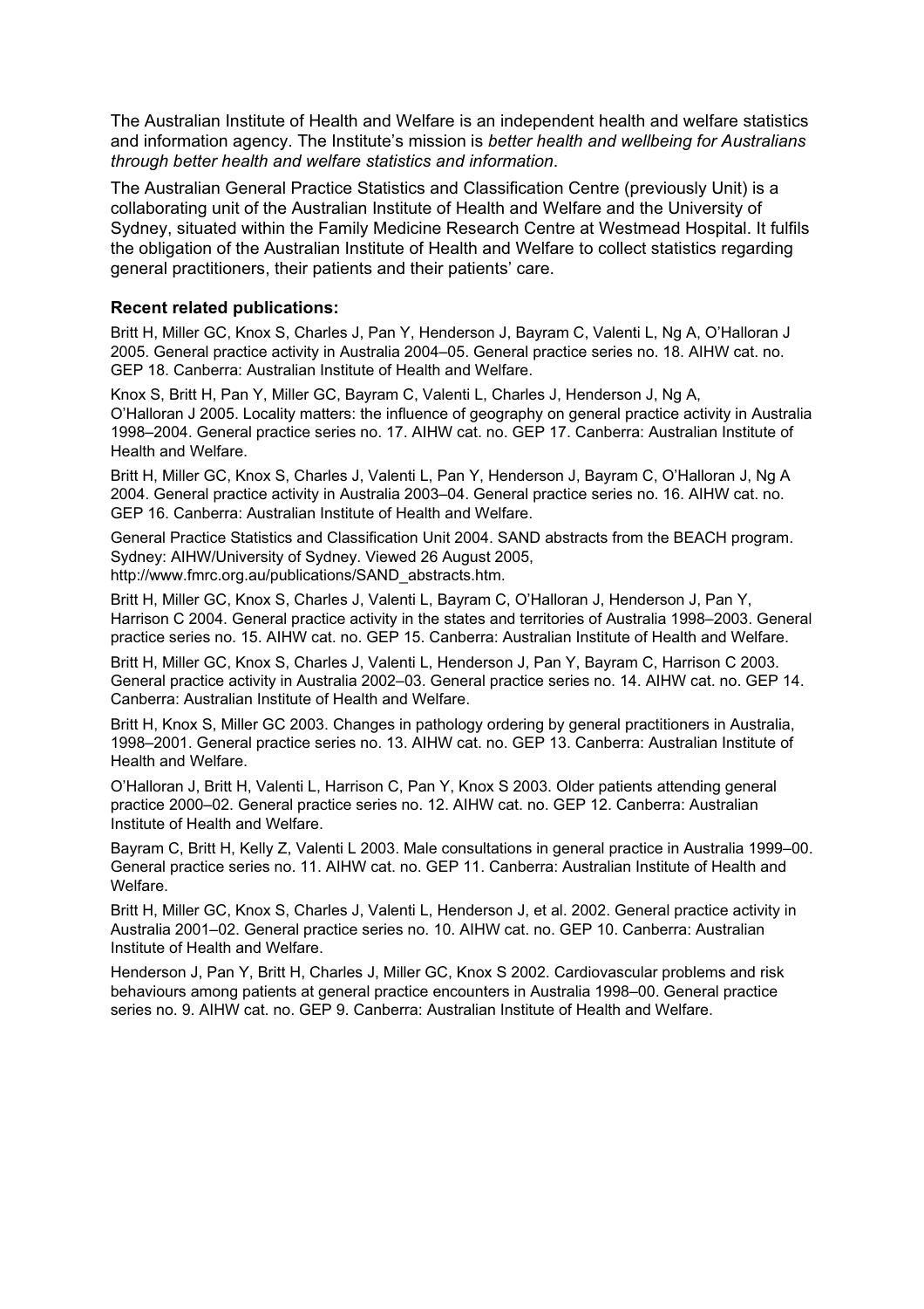The Australian Institute of Health and Welfare is an independent health and welfare statistics and information agency. The Institute's mission is *better health and wellbeing for Australians through better health and welfare statistics and information*.

The Australian General Practice Statistics and Classification Centre (previously Unit) is a collaborating unit of the Australian Institute of Health and Welfare and the University of Sydney, situated within the Family Medicine Research Centre at Westmead Hospital. It fulfils the obligation of the Australian Institute of Health and Welfare to collect statistics regarding general practitioners, their patients and their patients' care.

**Recent related publications:**

Britt H, Miller GC, Knox S, Charles J, Pan Y, Henderson J, Bayram C, Valenti L, Ng A, O'Halloran J 2005. General practice activity in Australia 2004–05. General practice series no. 18. AIHW cat. no. GEP 18. Canberra: Australian Institute of Health and Welfare.

Knox S, Britt H, Pan Y, Miller GC, Bayram C, Valenti L, Charles J, Henderson J, Ng A, O'Halloran J 2005. Locality matters: the influence of geography on general practice activity in Australia 1998–2004. General practice series no. 17. AIHW cat. no. GEP 17. Canberra: Australian Institute of Health and Welfare.

Britt H, Miller GC, Knox S, Charles J, Valenti L, Pan Y, Henderson J, Bayram C, O'Halloran J, Ng A 2004. General practice activity in Australia 2003–04. General practice series no. 16. AIHW cat. no. GEP 16. Canberra: Australian Institute of Health and Welfare.

General Practice Statistics and Classification Unit 2004. SAND abstracts from the BEACH program. Sydney: AIHW/University of Sydney. Viewed 26 August 2005, http://www.fmrc.org.au/publications/SAND_abstracts.htm.

Britt H, Miller GC, Knox S, Charles J, Valenti L, Bayram C, O'Halloran J, Henderson J, Pan Y, Harrison C 2004. General practice activity in the states and territories of Australia 1998–2003. General practice series no. 15. AIHW cat. no. GEP 15. Canberra: Australian Institute of Health and Welfare.

Britt H, Miller GC, Knox S, Charles J, Valenti L, Henderson J, Pan Y, Bayram C, Harrison C 2003. General practice activity in Australia 2002–03. General practice series no. 14. AIHW cat. no. GEP 14. Canberra: Australian Institute of Health and Welfare.

Britt H, Knox S, Miller GC 2003. Changes in pathology ordering by general practitioners in Australia, 1998–2001. General practice series no. 13. AIHW cat. no. GEP 13. Canberra: Australian Institute of Health and Welfare.

O'Halloran J, Britt H, Valenti L, Harrison C, Pan Y, Knox S 2003. Older patients attending general practice 2000–02. General practice series no. 12. AIHW cat. no. GEP 12. Canberra: Australian Institute of Health and Welfare.

Bayram C, Britt H, Kelly Z, Valenti L 2003. Male consultations in general practice in Australia 1999–00. General practice series no. 11. AIHW cat. no. GEP 11. Canberra: Australian Institute of Health and Welfare.

Britt H, Miller GC, Knox S, Charles J, Valenti L, Henderson J, et al. 2002. General practice activity in Australia 2001–02. General practice series no. 10. AIHW cat. no. GEP 10. Canberra: Australian Institute of Health and Welfare.

Henderson J, Pan Y, Britt H, Charles J, Miller GC, Knox S 2002. Cardiovascular problems and risk behaviours among patients at general practice encounters in Australia 1998–00. General practice series no. 9. AIHW cat. no. GEP 9. Canberra: Australian Institute of Health and Welfare.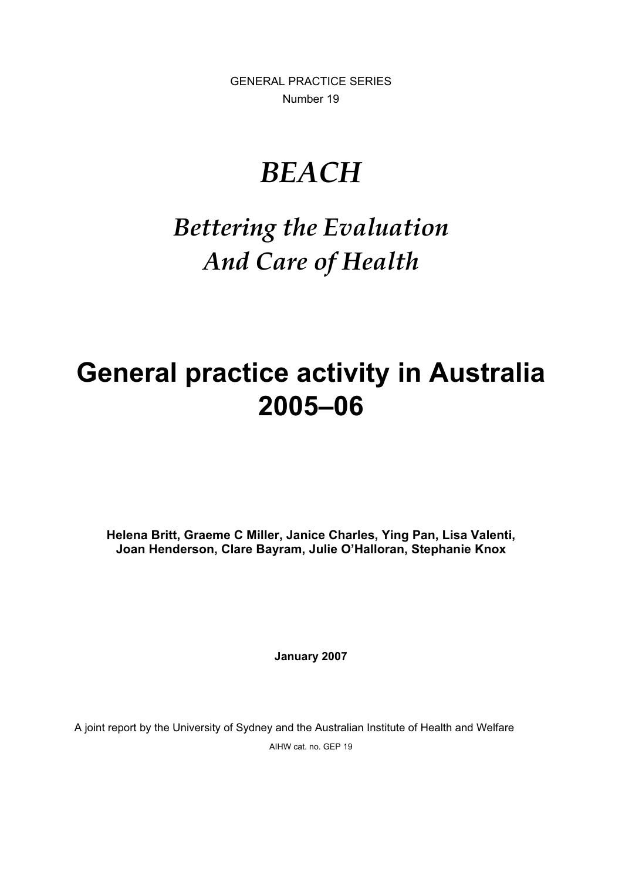GENERAL PRACTICE SERIES
Number 19

# *BEACH*

## *Bettering the Evaluation And Care of Health*

# General practice activity in Australia 2005–06

**Helena Britt, Graeme C Miller, Janice Charles, Ying Pan, Lisa Valenti, Joan Henderson, Clare Bayram, Julie O'Halloran, Stephanie Knox**

**January 2007**

A joint report by the University of Sydney and the Australian Institute of Health and Welfare

AIHW cat. no. GEP 19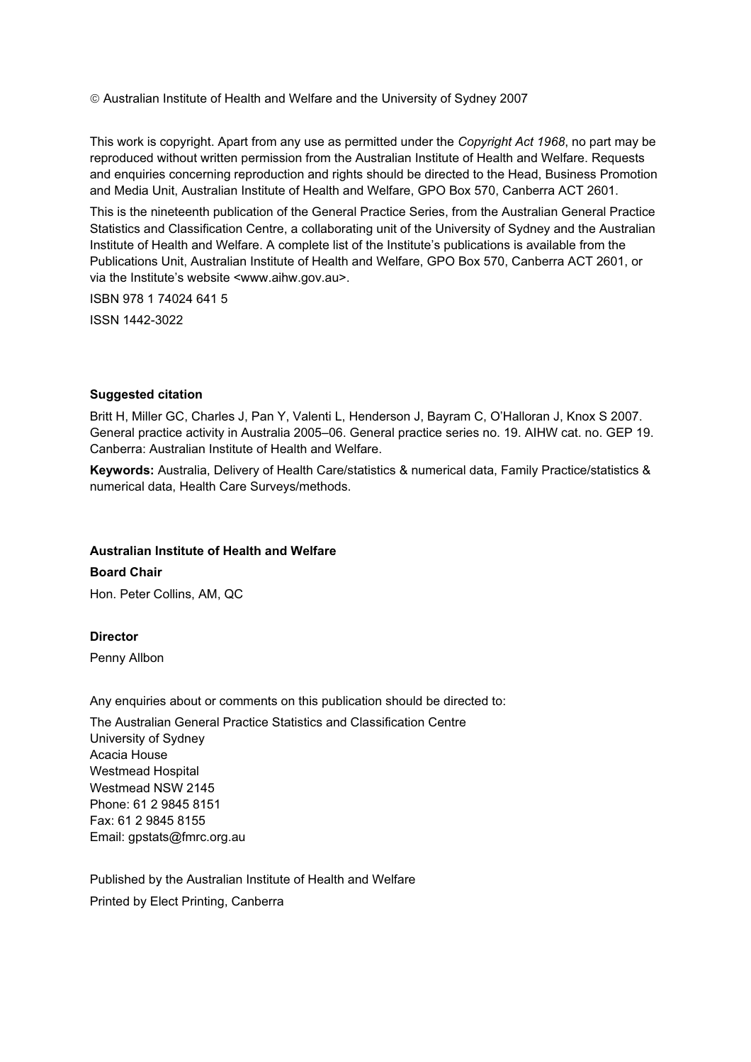© Australian Institute of Health and Welfare and the University of Sydney 2007

This work is copyright. Apart from any use as permitted under the *Copyright Act 1968*, no part may be reproduced without written permission from the Australian Institute of Health and Welfare. Requests and enquiries concerning reproduction and rights should be directed to the Head, Business Promotion and Media Unit, Australian Institute of Health and Welfare, GPO Box 570, Canberra ACT 2601.

This is the nineteenth publication of the General Practice Series, from the Australian General Practice Statistics and Classification Centre, a collaborating unit of the University of Sydney and the Australian Institute of Health and Welfare. A complete list of the Institute's publications is available from the Publications Unit, Australian Institute of Health and Welfare, GPO Box 570, Canberra ACT 2601, or via the Institute's website <www.aihw.gov.au>.

ISBN 978 1 74024 641 5

ISSN 1442-3022

**Suggested citation**

Britt H, Miller GC, Charles J, Pan Y, Valenti L, Henderson J, Bayram C, O'Halloran J, Knox S 2007. General practice activity in Australia 2005–06. General practice series no. 19. AIHW cat. no. GEP 19. Canberra: Australian Institute of Health and Welfare.

**Keywords:** Australia, Delivery of Health Care/statistics & numerical data, Family Practice/statistics & numerical data, Health Care Surveys/methods.

**Australian Institute of Health and Welfare**

**Board Chair**

Hon. Peter Collins, AM, QC

**Director**

Penny Allbon

Any enquiries about or comments on this publication should be directed to:

The Australian General Practice Statistics and Classification Centre
University of Sydney
Acacia House
Westmead Hospital
Westmead NSW 2145
Phone: 61 2 9845 8151
Fax: 61 2 9845 8155
Email: gpstats@fmrc.org.au

Published by the Australian Institute of Health and Welfare

Printed by Elect Printing, Canberra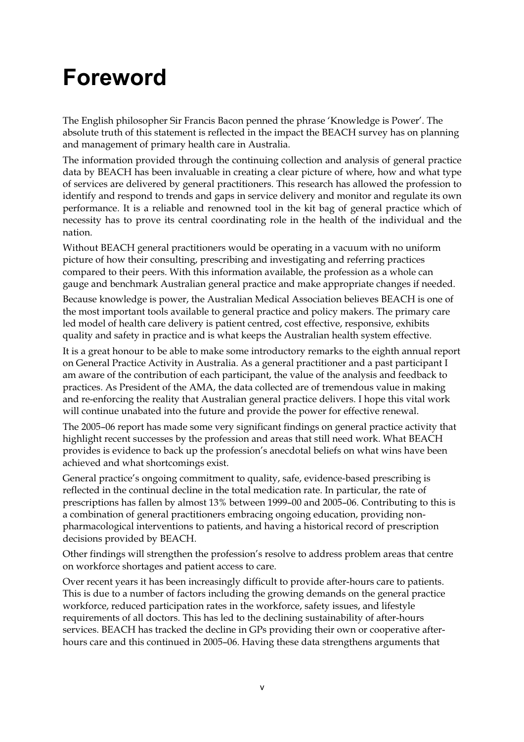# Foreword

The English philosopher Sir Francis Bacon penned the phrase 'Knowledge is Power'. The absolute truth of this statement is reflected in the impact the BEACH survey has on planning and management of primary health care in Australia.

The information provided through the continuing collection and analysis of general practice data by BEACH has been invaluable in creating a clear picture of where, how and what type of services are delivered by general practitioners. This research has allowed the profession to identify and respond to trends and gaps in service delivery and monitor and regulate its own performance. It is a reliable and renowned tool in the kit bag of general practice which of necessity has to prove its central coordinating role in the health of the individual and the nation.

Without BEACH general practitioners would be operating in a vacuum with no uniform picture of how their consulting, prescribing and investigating and referring practices compared to their peers. With this information available, the profession as a whole can gauge and benchmark Australian general practice and make appropriate changes if needed.

Because knowledge is power, the Australian Medical Association believes BEACH is one of the most important tools available to general practice and policy makers. The primary care led model of health care delivery is patient centred, cost effective, responsive, exhibits quality and safety in practice and is what keeps the Australian health system effective.

It is a great honour to be able to make some introductory remarks to the eighth annual report on General Practice Activity in Australia. As a general practitioner and a past participant I am aware of the contribution of each participant, the value of the analysis and feedback to practices. As President of the AMA, the data collected are of tremendous value in making and re-enforcing the reality that Australian general practice delivers. I hope this vital work will continue unabated into the future and provide the power for effective renewal.

The 2005–06 report has made some very significant findings on general practice activity that highlight recent successes by the profession and areas that still need work. What BEACH provides is evidence to back up the profession's anecdotal beliefs on what wins have been achieved and what shortcomings exist.

General practice's ongoing commitment to quality, safe, evidence-based prescribing is reflected in the continual decline in the total medication rate. In particular, the rate of prescriptions has fallen by almost 13% between 1999–00 and 2005–06. Contributing to this is a combination of general practitioners embracing ongoing education, providing non-pharmacological interventions to patients, and having a historical record of prescription decisions provided by BEACH.

Other findings will strengthen the profession's resolve to address problem areas that centre on workforce shortages and patient access to care.

Over recent years it has been increasingly difficult to provide after-hours care to patients. This is due to a number of factors including the growing demands on the general practice workforce, reduced participation rates in the workforce, safety issues, and lifestyle requirements of all doctors. This has led to the declining sustainability of after-hours services. BEACH has tracked the decline in GPs providing their own or cooperative after-hours care and this continued in 2005–06. Having these data strengthens arguments that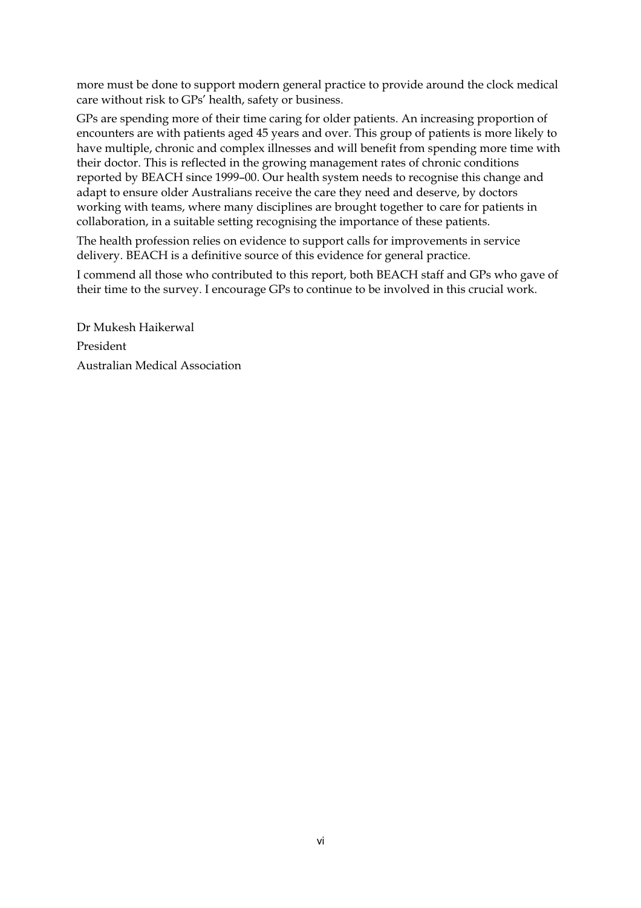more must be done to support modern general practice to provide around the clock medical care without risk to GPs' health, safety or business.

GPs are spending more of their time caring for older patients. An increasing proportion of encounters are with patients aged 45 years and over. This group of patients is more likely to have multiple, chronic and complex illnesses and will benefit from spending more time with their doctor. This is reflected in the growing management rates of chronic conditions reported by BEACH since 1999–00. Our health system needs to recognise this change and adapt to ensure older Australians receive the care they need and deserve, by doctors working with teams, where many disciplines are brought together to care for patients in collaboration, in a suitable setting recognising the importance of these patients.

The health profession relies on evidence to support calls for improvements in service delivery. BEACH is a definitive source of this evidence for general practice.

I commend all those who contributed to this report, both BEACH staff and GPs who gave of their time to the survey. I encourage GPs to continue to be involved in this crucial work.

Dr Mukesh Haikerwal

President

Australian Medical Association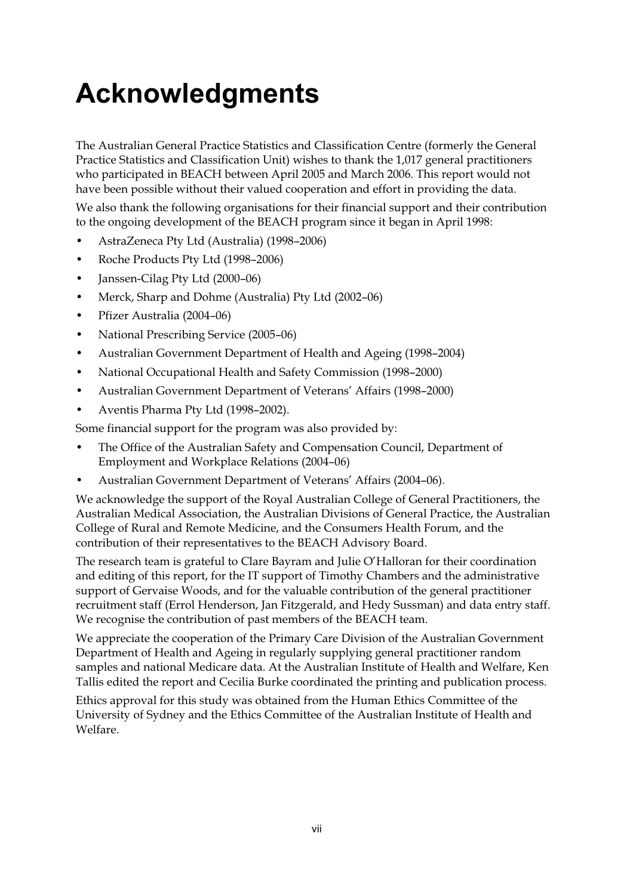# Acknowledgments

The Australian General Practice Statistics and Classification Centre (formerly the General Practice Statistics and Classification Unit) wishes to thank the 1,017 general practitioners who participated in BEACH between April 2005 and March 2006. This report would not have been possible without their valued cooperation and effort in providing the data.

We also thank the following organisations for their financial support and their contribution to the ongoing development of the BEACH program since it began in April 1998:

- AstraZeneca Pty Ltd (Australia) (1998–2006)
- Roche Products Pty Ltd (1998–2006)
- Janssen-Cilag Pty Ltd (2000–06)
- Merck, Sharp and Dohme (Australia) Pty Ltd (2002–06)
- Pfizer Australia (2004–06)
- National Prescribing Service (2005–06)
- Australian Government Department of Health and Ageing (1998–2004)
- National Occupational Health and Safety Commission (1998–2000)
- Australian Government Department of Veterans' Affairs (1998–2000)
- Aventis Pharma Pty Ltd (1998–2002).

Some financial support for the program was also provided by:

- The Office of the Australian Safety and Compensation Council, Department of Employment and Workplace Relations (2004–06)
- Australian Government Department of Veterans' Affairs (2004–06).

We acknowledge the support of the Royal Australian College of General Practitioners, the Australian Medical Association, the Australian Divisions of General Practice, the Australian College of Rural and Remote Medicine, and the Consumers Health Forum, and the contribution of their representatives to the BEACH Advisory Board.

The research team is grateful to Clare Bayram and Julie O'Halloran for their coordination and editing of this report, for the IT support of Timothy Chambers and the administrative support of Gervaise Woods, and for the valuable contribution of the general practitioner recruitment staff (Errol Henderson, Jan Fitzgerald, and Hedy Sussman) and data entry staff. We recognise the contribution of past members of the BEACH team.

We appreciate the cooperation of the Primary Care Division of the Australian Government Department of Health and Ageing in regularly supplying general practitioner random samples and national Medicare data. At the Australian Institute of Health and Welfare, Ken Tallis edited the report and Cecilia Burke coordinated the printing and publication process.

Ethics approval for this study was obtained from the Human Ethics Committee of the University of Sydney and the Ethics Committee of the Australian Institute of Health and Welfare.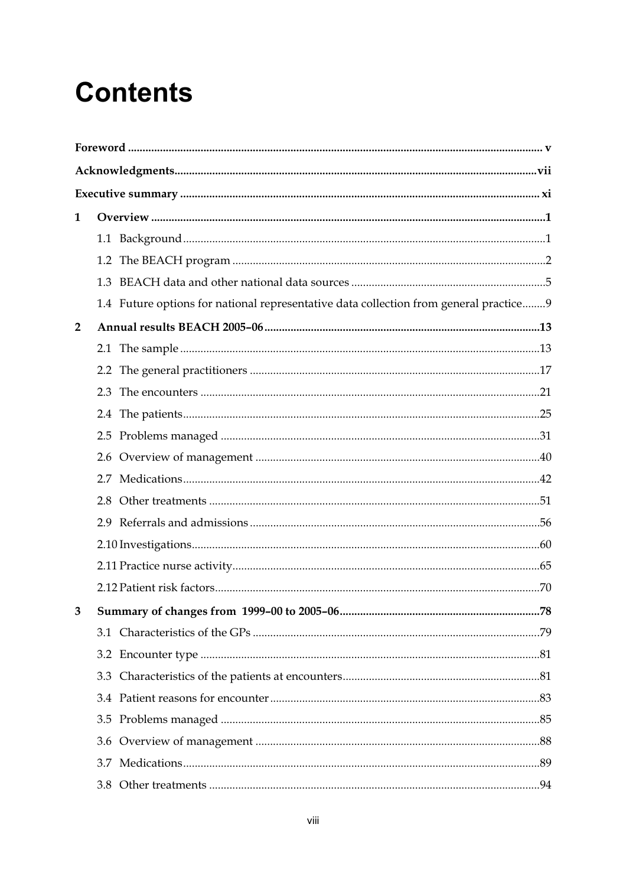# Contents

**Foreword** ... v

**Acknowledgments** ... vii

**Executive summary** ... xi

**1 Overview** ... 1

- 1.1 Background ... 1
- 1.2 The BEACH program ... 2
- 1.3 BEACH data and other national data sources ... 5
- 1.4 Future options for national representative data collection from general practice ... 9

**2 Annual results BEACH 2005–06** ... 13

- 2.1 The sample ... 13
- 2.2 The general practitioners ... 17
- 2.3 The encounters ... 21
- 2.4 The patients ... 25
- 2.5 Problems managed ... 31
- 2.6 Overview of management ... 40
- 2.7 Medications ... 42
- 2.8 Other treatments ... 51
- 2.9 Referrals and admissions ... 56
- 2.10 Investigations ... 60
- 2.11 Practice nurse activity ... 65
- 2.12 Patient risk factors ... 70

**3 Summary of changes from 1999–00 to 2005–06** ... 78

- 3.1 Characteristics of the GPs ... 79
- 3.2 Encounter type ... 81
- 3.3 Characteristics of the patients at encounters ... 81
- 3.4 Patient reasons for encounter ... 83
- 3.5 Problems managed ... 85
- 3.6 Overview of management ... 88
- 3.7 Medications ... 89
- 3.8 Other treatments ... 94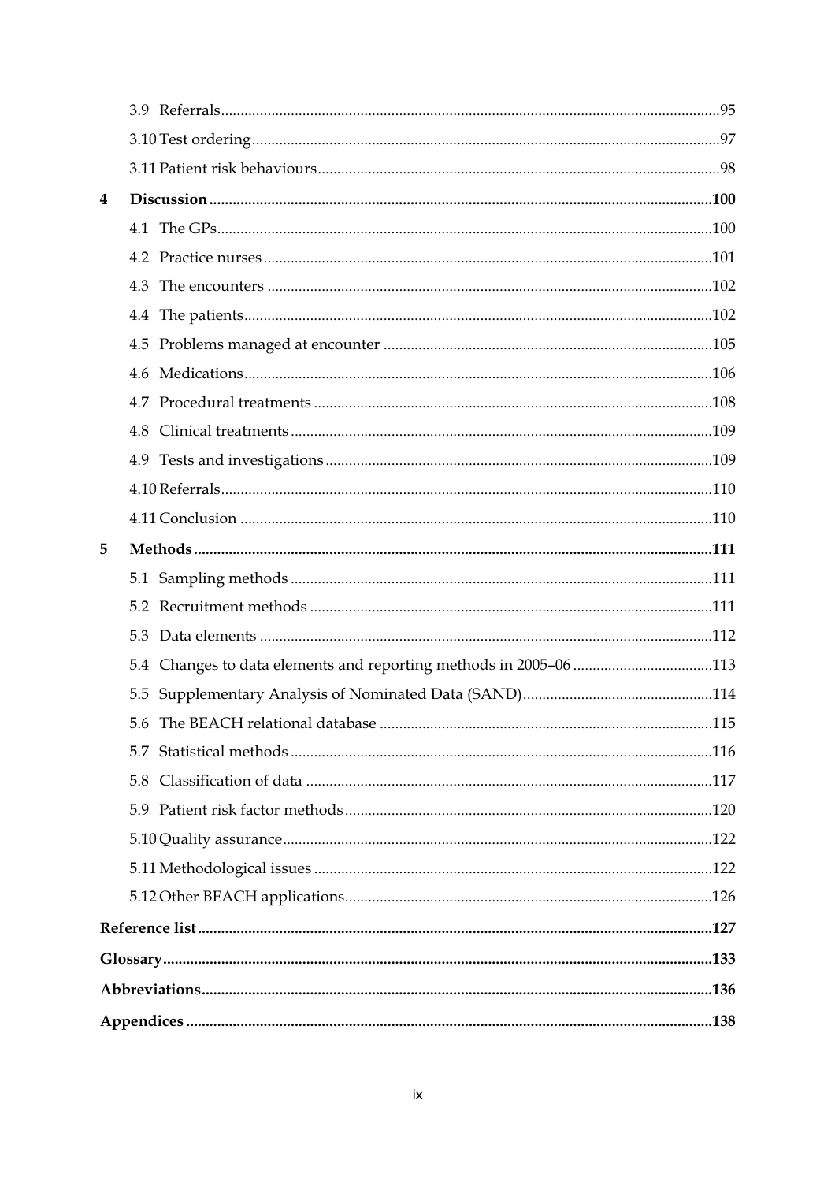3.9 Referrals ..... 95

3.10 Test ordering ..... 97

3.11 Patient risk behaviours ..... 98

**4 Discussion ..... 100**

4.1 The GPs ..... 100

4.2 Practice nurses ..... 101

4.3 The encounters ..... 102

4.4 The patients ..... 102

4.5 Problems managed at encounter ..... 105

4.6 Medications ..... 106

4.7 Procedural treatments ..... 108

4.8 Clinical treatments ..... 109

4.9 Tests and investigations ..... 109

4.10 Referrals ..... 110

4.11 Conclusion ..... 110

**5 Methods ..... 111**

5.1 Sampling methods ..... 111

5.2 Recruitment methods ..... 111

5.3 Data elements ..... 112

5.4 Changes to data elements and reporting methods in 2005–06 ..... 113

5.5 Supplementary Analysis of Nominated Data (SAND) ..... 114

5.6 The BEACH relational database ..... 115

5.7 Statistical methods ..... 116

5.8 Classification of data ..... 117

5.9 Patient risk factor methods ..... 120

5.10 Quality assurance ..... 122

5.11 Methodological issues ..... 122

5.12 Other BEACH applications ..... 126

**Reference list ..... 127**

**Glossary ..... 133**

**Abbreviations ..... 136**

**Appendices ..... 138**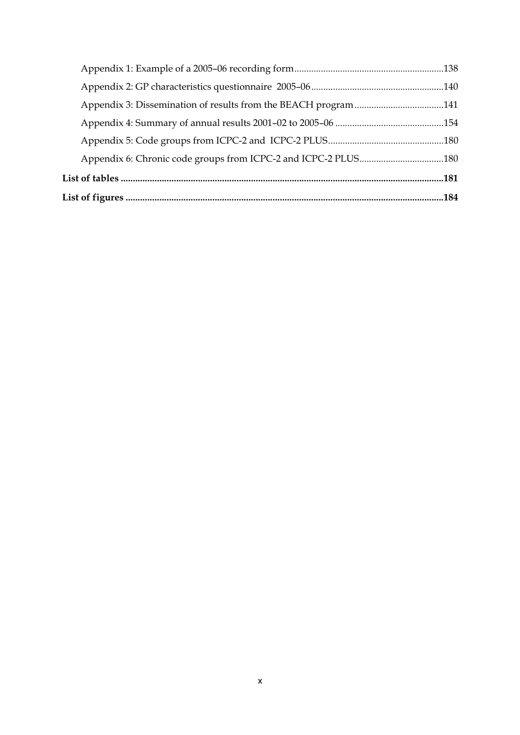Appendix 1: Example of a 2005–06 recording form ....................................................................138

Appendix 2: GP characteristics questionnaire 2005–06 ..........................................................140

Appendix 3: Dissemination of results from the BEACH program ..........................................141

Appendix 4: Summary of annual results 2001–02 to 2005–06 ................................................154

Appendix 5: Code groups from ICPC-2 and ICPC-2 PLUS......................................................180

Appendix 6: Chronic code groups from ICPC-2 and ICPC-2 PLUS........................................180

**List of tables .....................................................................................................................181**

**List of figures ...................................................................................................................184**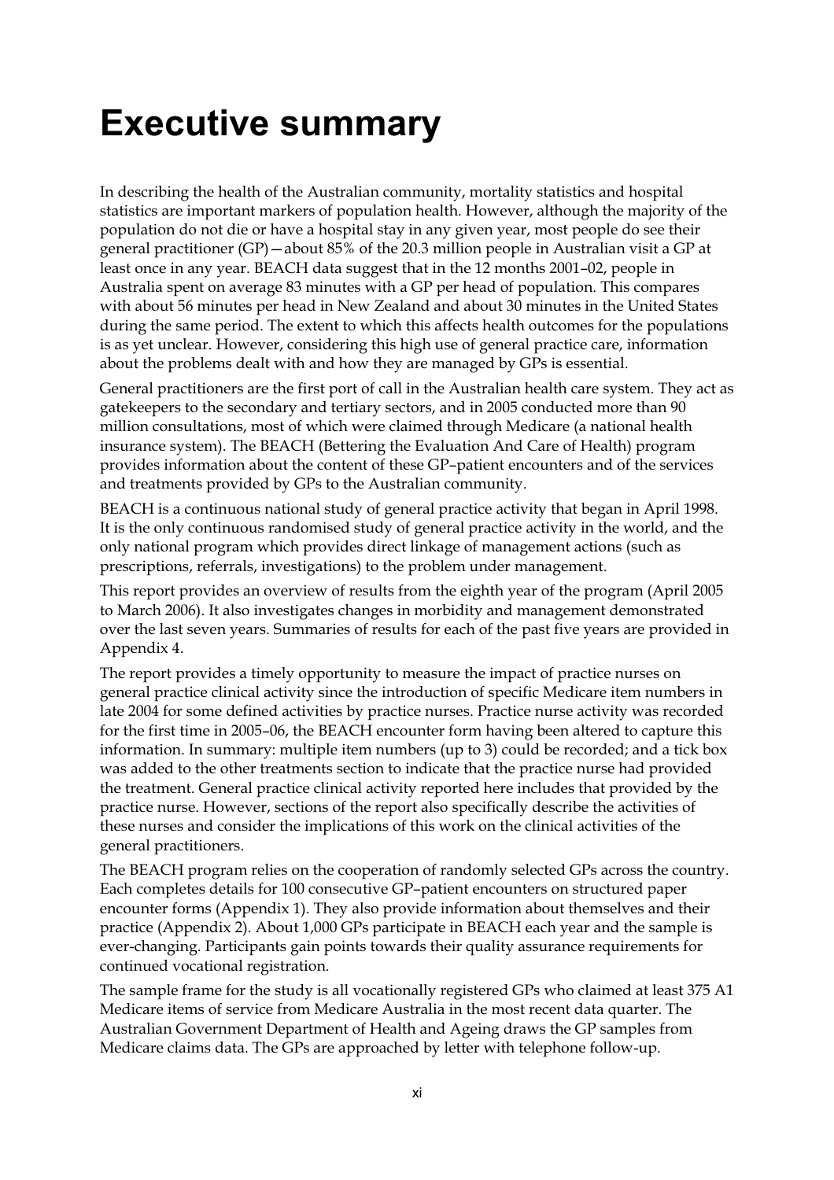# Executive summary

In describing the health of the Australian community, mortality statistics and hospital statistics are important markers of population health. However, although the majority of the population do not die or have a hospital stay in any given year, most people do see their general practitioner (GP)—about 85% of the 20.3 million people in Australian visit a GP at least once in any year. BEACH data suggest that in the 12 months 2001–02, people in Australia spent on average 83 minutes with a GP per head of population. This compares with about 56 minutes per head in New Zealand and about 30 minutes in the United States during the same period. The extent to which this affects health outcomes for the populations is as yet unclear. However, considering this high use of general practice care, information about the problems dealt with and how they are managed by GPs is essential.

General practitioners are the first port of call in the Australian health care system. They act as gatekeepers to the secondary and tertiary sectors, and in 2005 conducted more than 90 million consultations, most of which were claimed through Medicare (a national health insurance system). The BEACH (Bettering the Evaluation And Care of Health) program provides information about the content of these GP–patient encounters and of the services and treatments provided by GPs to the Australian community.

BEACH is a continuous national study of general practice activity that began in April 1998. It is the only continuous randomised study of general practice activity in the world, and the only national program which provides direct linkage of management actions (such as prescriptions, referrals, investigations) to the problem under management.

This report provides an overview of results from the eighth year of the program (April 2005 to March 2006). It also investigates changes in morbidity and management demonstrated over the last seven years. Summaries of results for each of the past five years are provided in Appendix 4.

The report provides a timely opportunity to measure the impact of practice nurses on general practice clinical activity since the introduction of specific Medicare item numbers in late 2004 for some defined activities by practice nurses. Practice nurse activity was recorded for the first time in 2005–06, the BEACH encounter form having been altered to capture this information. In summary: multiple item numbers (up to 3) could be recorded; and a tick box was added to the other treatments section to indicate that the practice nurse had provided the treatment. General practice clinical activity reported here includes that provided by the practice nurse. However, sections of the report also specifically describe the activities of these nurses and consider the implications of this work on the clinical activities of the general practitioners.

The BEACH program relies on the cooperation of randomly selected GPs across the country. Each completes details for 100 consecutive GP–patient encounters on structured paper encounter forms (Appendix 1). They also provide information about themselves and their practice (Appendix 2). About 1,000 GPs participate in BEACH each year and the sample is ever-changing. Participants gain points towards their quality assurance requirements for continued vocational registration.

The sample frame for the study is all vocationally registered GPs who claimed at least 375 A1 Medicare items of service from Medicare Australia in the most recent data quarter. The Australian Government Department of Health and Ageing draws the GP samples from Medicare claims data. The GPs are approached by letter with telephone follow-up.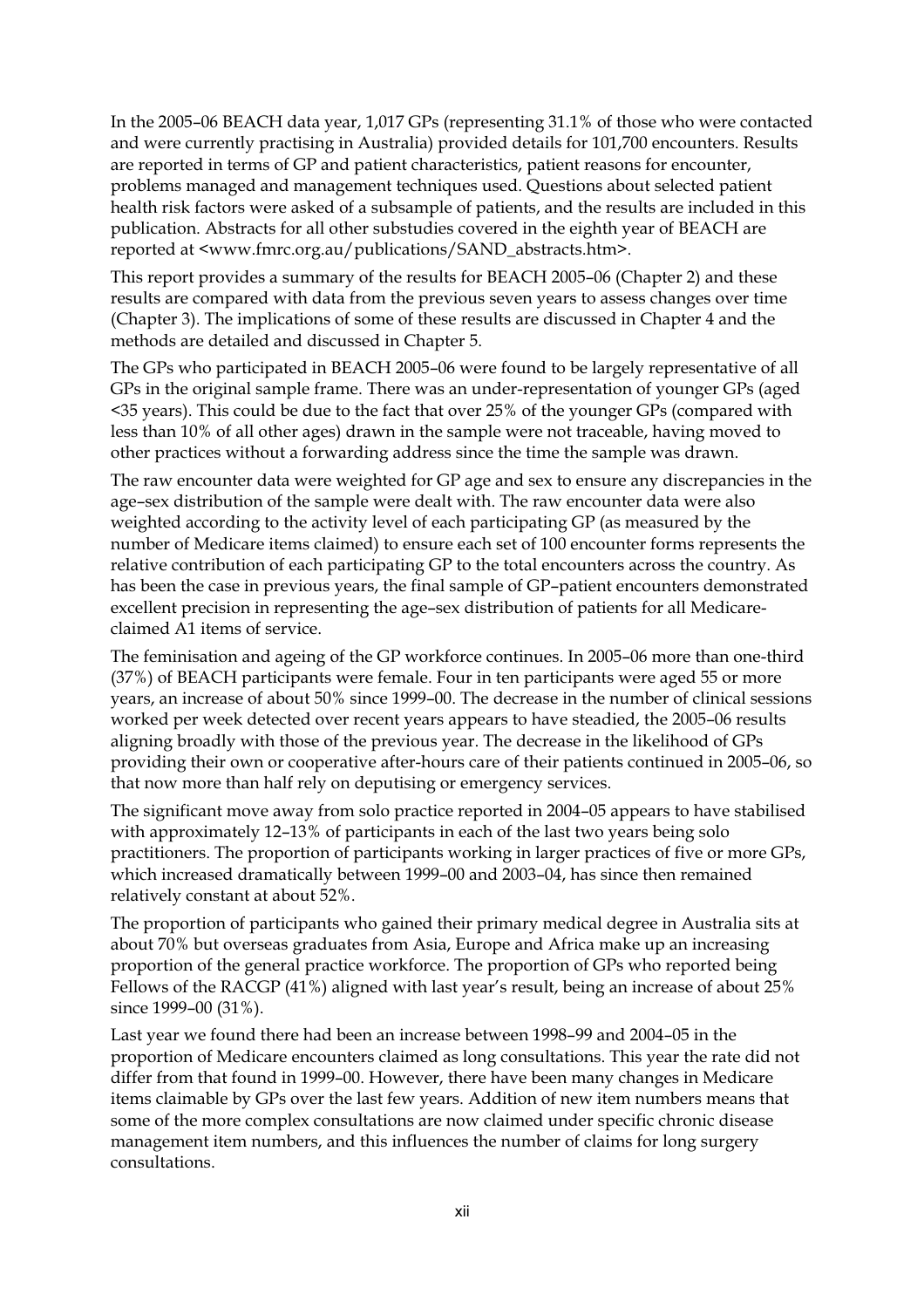In the 2005–06 BEACH data year, 1,017 GPs (representing 31.1% of those who were contacted and were currently practising in Australia) provided details for 101,700 encounters. Results are reported in terms of GP and patient characteristics, patient reasons for encounter, problems managed and management techniques used. Questions about selected patient health risk factors were asked of a subsample of patients, and the results are included in this publication. Abstracts for all other substudies covered in the eighth year of BEACH are reported at <www.fmrc.org.au/publications/SAND_abstracts.htm>.

This report provides a summary of the results for BEACH 2005–06 (Chapter 2) and these results are compared with data from the previous seven years to assess changes over time (Chapter 3). The implications of some of these results are discussed in Chapter 4 and the methods are detailed and discussed in Chapter 5.

The GPs who participated in BEACH 2005–06 were found to be largely representative of all GPs in the original sample frame. There was an under-representation of younger GPs (aged <35 years). This could be due to the fact that over 25% of the younger GPs (compared with less than 10% of all other ages) drawn in the sample were not traceable, having moved to other practices without a forwarding address since the time the sample was drawn.

The raw encounter data were weighted for GP age and sex to ensure any discrepancies in the age–sex distribution of the sample were dealt with. The raw encounter data were also weighted according to the activity level of each participating GP (as measured by the number of Medicare items claimed) to ensure each set of 100 encounter forms represents the relative contribution of each participating GP to the total encounters across the country. As has been the case in previous years, the final sample of GP–patient encounters demonstrated excellent precision in representing the age–sex distribution of patients for all Medicare-claimed A1 items of service.

The feminisation and ageing of the GP workforce continues. In 2005–06 more than one-third (37%) of BEACH participants were female. Four in ten participants were aged 55 or more years, an increase of about 50% since 1999–00. The decrease in the number of clinical sessions worked per week detected over recent years appears to have steadied, the 2005–06 results aligning broadly with those of the previous year. The decrease in the likelihood of GPs providing their own or cooperative after-hours care of their patients continued in 2005–06, so that now more than half rely on deputising or emergency services.

The significant move away from solo practice reported in 2004–05 appears to have stabilised with approximately 12–13% of participants in each of the last two years being solo practitioners. The proportion of participants working in larger practices of five or more GPs, which increased dramatically between 1999–00 and 2003–04, has since then remained relatively constant at about 52%.

The proportion of participants who gained their primary medical degree in Australia sits at about 70% but overseas graduates from Asia, Europe and Africa make up an increasing proportion of the general practice workforce. The proportion of GPs who reported being Fellows of the RACGP (41%) aligned with last year's result, being an increase of about 25% since 1999–00 (31%).

Last year we found there had been an increase between 1998–99 and 2004–05 in the proportion of Medicare encounters claimed as long consultations. This year the rate did not differ from that found in 1999–00. However, there have been many changes in Medicare items claimable by GPs over the last few years. Addition of new item numbers means that some of the more complex consultations are now claimed under specific chronic disease management item numbers, and this influences the number of claims for long surgery consultations.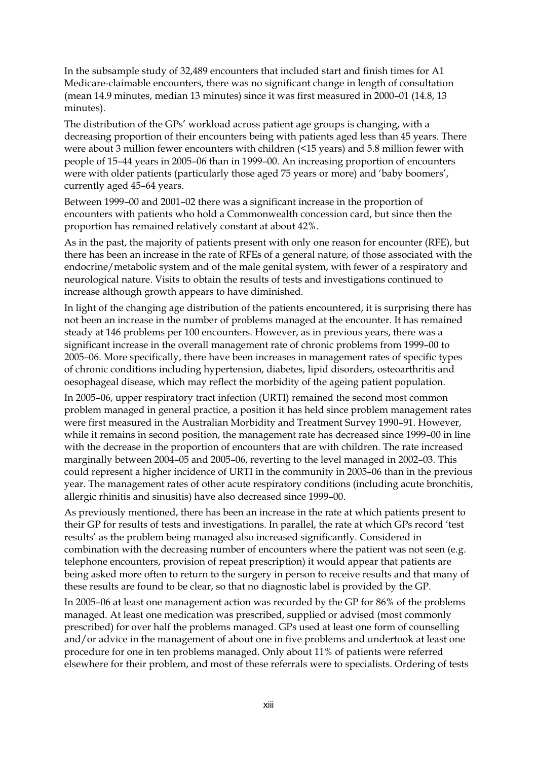In the subsample study of 32,489 encounters that included start and finish times for A1 Medicare-claimable encounters, there was no significant change in length of consultation (mean 14.9 minutes, median 13 minutes) since it was first measured in 2000–01 (14.8, 13 minutes).

The distribution of the GPs' workload across patient age groups is changing, with a decreasing proportion of their encounters being with patients aged less than 45 years. There were about 3 million fewer encounters with children (<15 years) and 5.8 million fewer with people of 15–44 years in 2005–06 than in 1999–00. An increasing proportion of encounters were with older patients (particularly those aged 75 years or more) and 'baby boomers', currently aged 45–64 years.

Between 1999–00 and 2001–02 there was a significant increase in the proportion of encounters with patients who hold a Commonwealth concession card, but since then the proportion has remained relatively constant at about 42%.

As in the past, the majority of patients present with only one reason for encounter (RFE), but there has been an increase in the rate of RFEs of a general nature, of those associated with the endocrine/metabolic system and of the male genital system, with fewer of a respiratory and neurological nature. Visits to obtain the results of tests and investigations continued to increase although growth appears to have diminished.

In light of the changing age distribution of the patients encountered, it is surprising there has not been an increase in the number of problems managed at the encounter. It has remained steady at 146 problems per 100 encounters. However, as in previous years, there was a significant increase in the overall management rate of chronic problems from 1999–00 to 2005–06. More specifically, there have been increases in management rates of specific types of chronic conditions including hypertension, diabetes, lipid disorders, osteoarthritis and oesophageal disease, which may reflect the morbidity of the ageing patient population.

In 2005–06, upper respiratory tract infection (URTI) remained the second most common problem managed in general practice, a position it has held since problem management rates were first measured in the Australian Morbidity and Treatment Survey 1990–91. However, while it remains in second position, the management rate has decreased since 1999–00 in line with the decrease in the proportion of encounters that are with children. The rate increased marginally between 2004–05 and 2005–06, reverting to the level managed in 2002–03. This could represent a higher incidence of URTI in the community in 2005–06 than in the previous year. The management rates of other acute respiratory conditions (including acute bronchitis, allergic rhinitis and sinusitis) have also decreased since 1999–00.

As previously mentioned, there has been an increase in the rate at which patients present to their GP for results of tests and investigations. In parallel, the rate at which GPs record 'test results' as the problem being managed also increased significantly. Considered in combination with the decreasing number of encounters where the patient was not seen (e.g. telephone encounters, provision of repeat prescription) it would appear that patients are being asked more often to return to the surgery in person to receive results and that many of these results are found to be clear, so that no diagnostic label is provided by the GP.

In 2005–06 at least one management action was recorded by the GP for 86% of the problems managed. At least one medication was prescribed, supplied or advised (most commonly prescribed) for over half the problems managed. GPs used at least one form of counselling and/or advice in the management of about one in five problems and undertook at least one procedure for one in ten problems managed. Only about 11% of patients were referred elsewhere for their problem, and most of these referrals were to specialists. Ordering of tests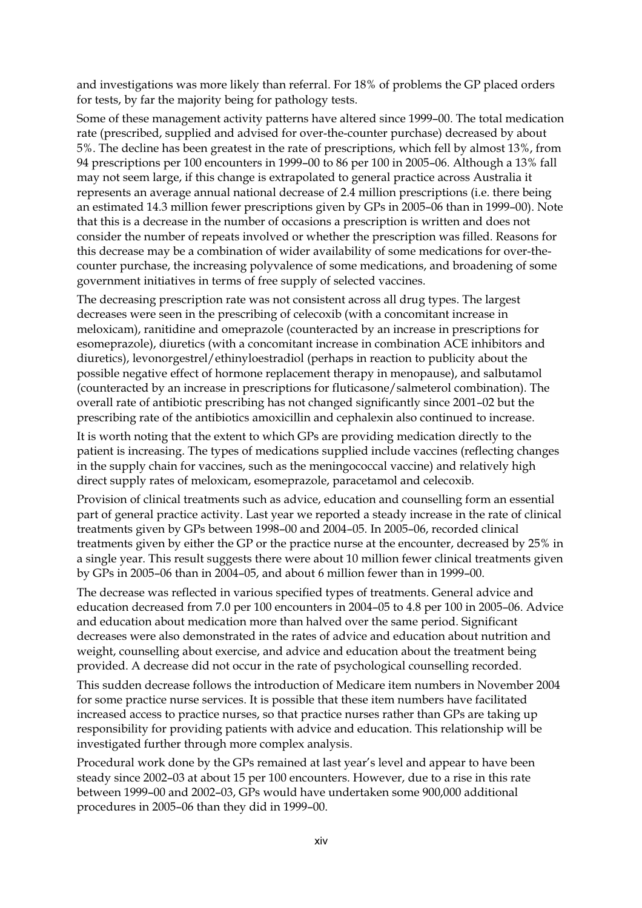and investigations was more likely than referral. For 18% of problems the GP placed orders for tests, by far the majority being for pathology tests.

Some of these management activity patterns have altered since 1999–00. The total medication rate (prescribed, supplied and advised for over-the-counter purchase) decreased by about 5%. The decline has been greatest in the rate of prescriptions, which fell by almost 13%, from 94 prescriptions per 100 encounters in 1999–00 to 86 per 100 in 2005–06. Although a 13% fall may not seem large, if this change is extrapolated to general practice across Australia it represents an average annual national decrease of 2.4 million prescriptions (i.e. there being an estimated 14.3 million fewer prescriptions given by GPs in 2005–06 than in 1999–00). Note that this is a decrease in the number of occasions a prescription is written and does not consider the number of repeats involved or whether the prescription was filled. Reasons for this decrease may be a combination of wider availability of some medications for over-the-counter purchase, the increasing polyvalence of some medications, and broadening of some government initiatives in terms of free supply of selected vaccines.

The decreasing prescription rate was not consistent across all drug types. The largest decreases were seen in the prescribing of celecoxib (with a concomitant increase in meloxicam), ranitidine and omeprazole (counteracted by an increase in prescriptions for esomeprazole), diuretics (with a concomitant increase in combination ACE inhibitors and diuretics), levonorgestrel/ethinyloestradiol (perhaps in reaction to publicity about the possible negative effect of hormone replacement therapy in menopause), and salbutamol (counteracted by an increase in prescriptions for fluticasone/salmeterol combination). The overall rate of antibiotic prescribing has not changed significantly since 2001–02 but the prescribing rate of the antibiotics amoxicillin and cephalexin also continued to increase.

It is worth noting that the extent to which GPs are providing medication directly to the patient is increasing. The types of medications supplied include vaccines (reflecting changes in the supply chain for vaccines, such as the meningococcal vaccine) and relatively high direct supply rates of meloxicam, esomeprazole, paracetamol and celecoxib.

Provision of clinical treatments such as advice, education and counselling form an essential part of general practice activity. Last year we reported a steady increase in the rate of clinical treatments given by GPs between 1998–00 and 2004–05. In 2005–06, recorded clinical treatments given by either the GP or the practice nurse at the encounter, decreased by 25% in a single year. This result suggests there were about 10 million fewer clinical treatments given by GPs in 2005–06 than in 2004–05, and about 6 million fewer than in 1999–00.

The decrease was reflected in various specified types of treatments. General advice and education decreased from 7.0 per 100 encounters in 2004–05 to 4.8 per 100 in 2005–06. Advice and education about medication more than halved over the same period. Significant decreases were also demonstrated in the rates of advice and education about nutrition and weight, counselling about exercise, and advice and education about the treatment being provided. A decrease did not occur in the rate of psychological counselling recorded.

This sudden decrease follows the introduction of Medicare item numbers in November 2004 for some practice nurse services. It is possible that these item numbers have facilitated increased access to practice nurses, so that practice nurses rather than GPs are taking up responsibility for providing patients with advice and education. This relationship will be investigated further through more complex analysis.

Procedural work done by the GPs remained at last year's level and appear to have been steady since 2002–03 at about 15 per 100 encounters. However, due to a rise in this rate between 1999–00 and 2002–03, GPs would have undertaken some 900,000 additional procedures in 2005–06 than they did in 1999–00.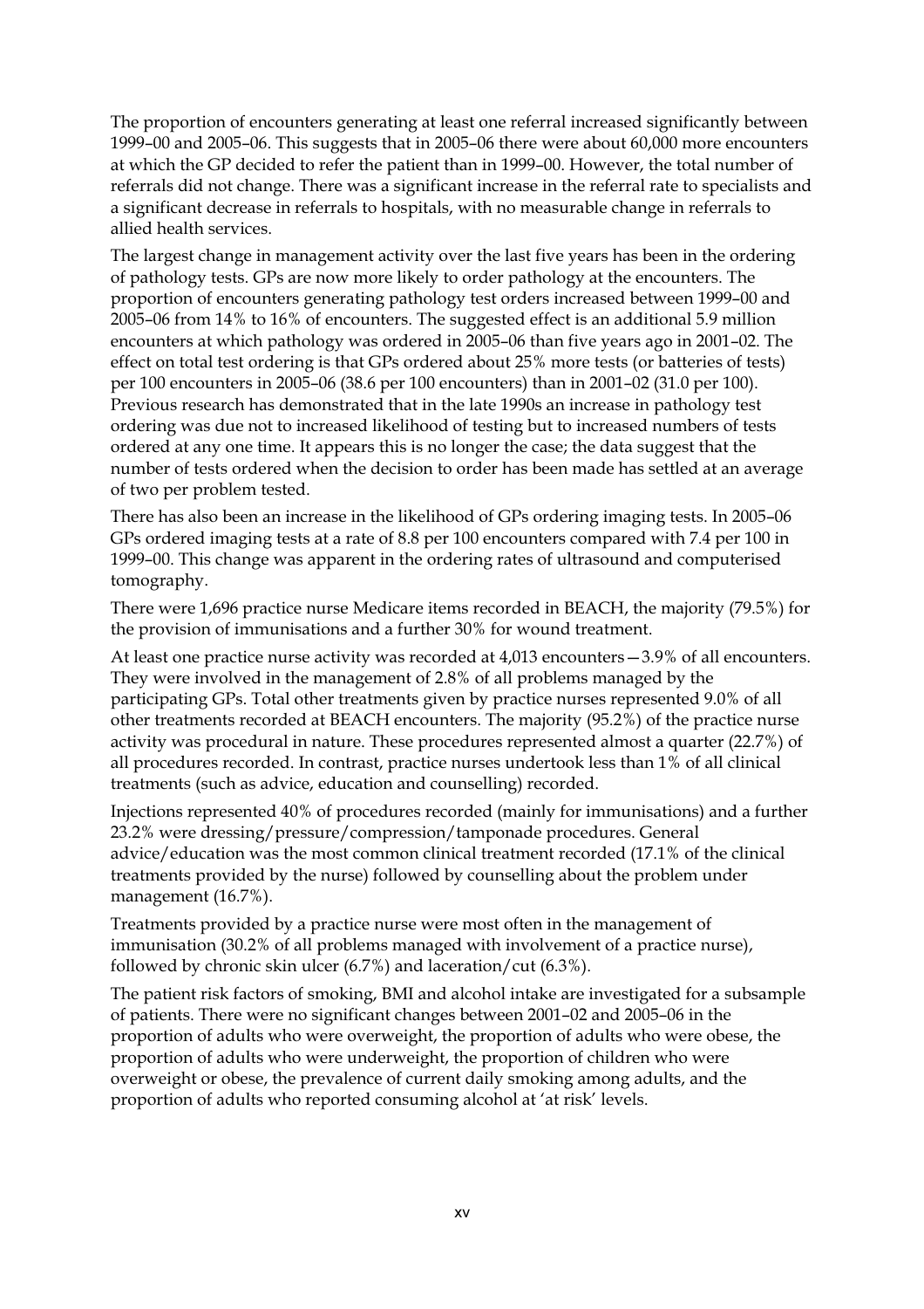The proportion of encounters generating at least one referral increased significantly between 1999–00 and 2005–06. This suggests that in 2005–06 there were about 60,000 more encounters at which the GP decided to refer the patient than in 1999–00. However, the total number of referrals did not change. There was a significant increase in the referral rate to specialists and a significant decrease in referrals to hospitals, with no measurable change in referrals to allied health services.

The largest change in management activity over the last five years has been in the ordering of pathology tests. GPs are now more likely to order pathology at the encounters. The proportion of encounters generating pathology test orders increased between 1999–00 and 2005–06 from 14% to 16% of encounters. The suggested effect is an additional 5.9 million encounters at which pathology was ordered in 2005–06 than five years ago in 2001–02. The effect on total test ordering is that GPs ordered about 25% more tests (or batteries of tests) per 100 encounters in 2005–06 (38.6 per 100 encounters) than in 2001–02 (31.0 per 100). Previous research has demonstrated that in the late 1990s an increase in pathology test ordering was due not to increased likelihood of testing but to increased numbers of tests ordered at any one time. It appears this is no longer the case; the data suggest that the number of tests ordered when the decision to order has been made has settled at an average of two per problem tested.

There has also been an increase in the likelihood of GPs ordering imaging tests. In 2005–06 GPs ordered imaging tests at a rate of 8.8 per 100 encounters compared with 7.4 per 100 in 1999–00. This change was apparent in the ordering rates of ultrasound and computerised tomography.

There were 1,696 practice nurse Medicare items recorded in BEACH, the majority (79.5%) for the provision of immunisations and a further 30% for wound treatment.

At least one practice nurse activity was recorded at 4,013 encounters—3.9% of all encounters. They were involved in the management of 2.8% of all problems managed by the participating GPs. Total other treatments given by practice nurses represented 9.0% of all other treatments recorded at BEACH encounters. The majority (95.2%) of the practice nurse activity was procedural in nature. These procedures represented almost a quarter (22.7%) of all procedures recorded. In contrast, practice nurses undertook less than 1% of all clinical treatments (such as advice, education and counselling) recorded.

Injections represented 40% of procedures recorded (mainly for immunisations) and a further 23.2% were dressing/pressure/compression/tamponade procedures. General advice/education was the most common clinical treatment recorded (17.1% of the clinical treatments provided by the nurse) followed by counselling about the problem under management (16.7%).

Treatments provided by a practice nurse were most often in the management of immunisation (30.2% of all problems managed with involvement of a practice nurse), followed by chronic skin ulcer (6.7%) and laceration/cut (6.3%).

The patient risk factors of smoking, BMI and alcohol intake are investigated for a subsample of patients. There were no significant changes between 2001–02 and 2005–06 in the proportion of adults who were overweight, the proportion of adults who were obese, the proportion of adults who were underweight, the proportion of children who were overweight or obese, the prevalence of current daily smoking among adults, and the proportion of adults who reported consuming alcohol at 'at risk' levels.